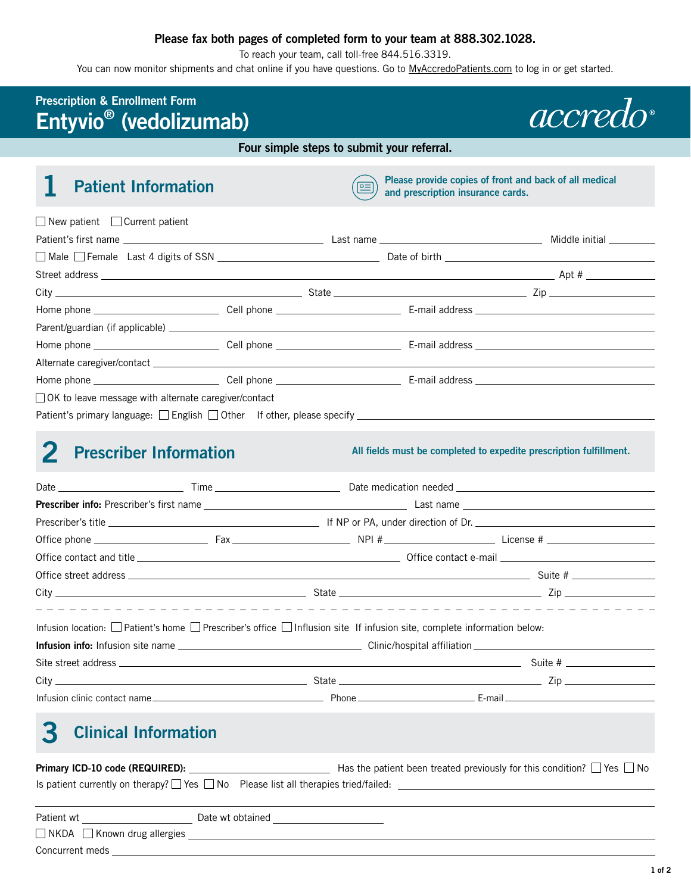**Please fax both pages of completed form to your team at 888.302.1028.**

To reach your team, call toll-free 844.516.3319.

You can now monitor shipments and chat online if you have questions. Go to MyAccredoPatients.com to log in or get started.

## Prescription & Enrollment Form

# Entyvio® (vedolizumab)

accredo®

**Four simple steps to submit your referral.**

## 1 Patient Information

**Please provide copies of front and back of all medical and prescription insurance cards.**

☐ New patient ☐ Current patient

Patient's first name \_\_\_\_\_\_\_\_\_\_ Last name \_\_\_\_\_\_\_\_\_\_ Middle initial \_\_\_\_\_\_\_\_\_\_

☐ Male ☐ Female Last 4 digits of SSN \_\_\_\_\_\_\_\_\_\_ Date of birth \_\_\_\_\_\_\_\_\_\_

Street address \_\_\_\_\_\_\_\_\_\_ Apt # \_\_\_\_\_\_\_\_\_\_

City \_\_\_\_\_\_\_\_\_\_ State \_\_\_\_\_\_\_\_\_\_ Zip \_\_\_\_\_\_\_\_\_\_

Home phone \_\_\_\_\_\_\_\_\_\_ Cell phone \_\_\_\_\_\_\_\_\_\_ E-mail address \_\_\_\_\_\_\_\_\_\_

Parent/guardian (if applicable) \_\_\_\_\_\_\_\_\_\_

Home phone \_\_\_\_\_\_\_\_\_\_ Cell phone \_\_\_\_\_\_\_\_\_\_ E-mail address \_\_\_\_\_\_\_\_\_\_

Alternate caregiver/contact \_\_\_\_\_\_\_\_\_\_

Home phone \_\_\_\_\_\_\_\_\_\_ Cell phone \_\_\_\_\_\_\_\_\_\_ E-mail address \_\_\_\_\_\_\_\_\_\_

☐ OK to leave message with alternate caregiver/contact

Patient's primary language: ☐ English ☐ Other If other, please specify \_\_\_\_\_\_\_\_\_\_

## 2 Prescriber Information

**All fields must be completed to expedite prescription fulfillment.**

Date \_\_\_\_\_\_\_\_\_\_ Time \_\_\_\_\_\_\_\_\_\_ Date medication needed \_\_\_\_\_\_\_\_\_\_

**Prescriber info:** Prescriber's first name \_\_\_\_\_\_\_\_\_\_ Last name \_\_\_\_\_\_\_\_\_\_

Prescriber's title \_\_\_\_\_\_\_\_\_\_ If NP or PA, under direction of Dr. \_\_\_\_\_\_\_\_\_\_

Office phone \_\_\_\_\_\_\_\_\_\_ Fax \_\_\_\_\_\_\_\_\_\_ NPI # \_\_\_\_\_\_\_\_\_\_ License # \_\_\_\_\_\_\_\_\_\_

Office contact and title \_\_\_\_\_\_\_\_\_\_ Office contact e-mail \_\_\_\_\_\_\_\_\_\_

Office street address \_\_\_\_\_\_\_\_\_\_ Suite # \_\_\_\_\_\_\_\_\_\_

City \_\_\_\_\_\_\_\_\_\_ State \_\_\_\_\_\_\_\_\_\_ Zip \_\_\_\_\_\_\_\_\_\_

Infusion location: ☐ Patient's home ☐ Prescriber's office ☐ Infusion site If infusion site, complete information below:

**Infusion info:** Infusion site name \_\_\_\_\_\_\_\_\_\_ Clinic/hospital affiliation \_\_\_\_\_\_\_\_\_\_

Site street address \_\_\_\_\_\_\_\_\_\_ Suite # \_\_\_\_\_\_\_\_\_\_

City \_\_\_\_\_\_\_\_\_\_ State \_\_\_\_\_\_\_\_\_\_ Zip \_\_\_\_\_\_\_\_\_\_

Infusion clinic contact name \_\_\_\_\_\_\_\_\_\_ Phone \_\_\_\_\_\_\_\_\_\_ E-mail \_\_\_\_\_\_\_\_\_\_

## 3 Clinical Information

**Primary ICD-10 code (REQUIRED):** \_\_\_\_\_\_\_\_\_\_ Has the patient been treated previously for this condition? ☐ Yes ☐ No

Is patient currently on therapy? ☐ Yes ☐ No Please list all therapies tried/failed: \_\_\_\_\_\_\_\_\_\_

Patient wt \_\_\_\_\_\_\_\_\_\_ Date wt obtained \_\_\_\_\_\_\_\_\_\_

☐ NKDA ☐ Known drug allergies \_\_\_\_\_\_\_\_\_\_

Concurrent meds \_\_\_\_\_\_\_\_\_\_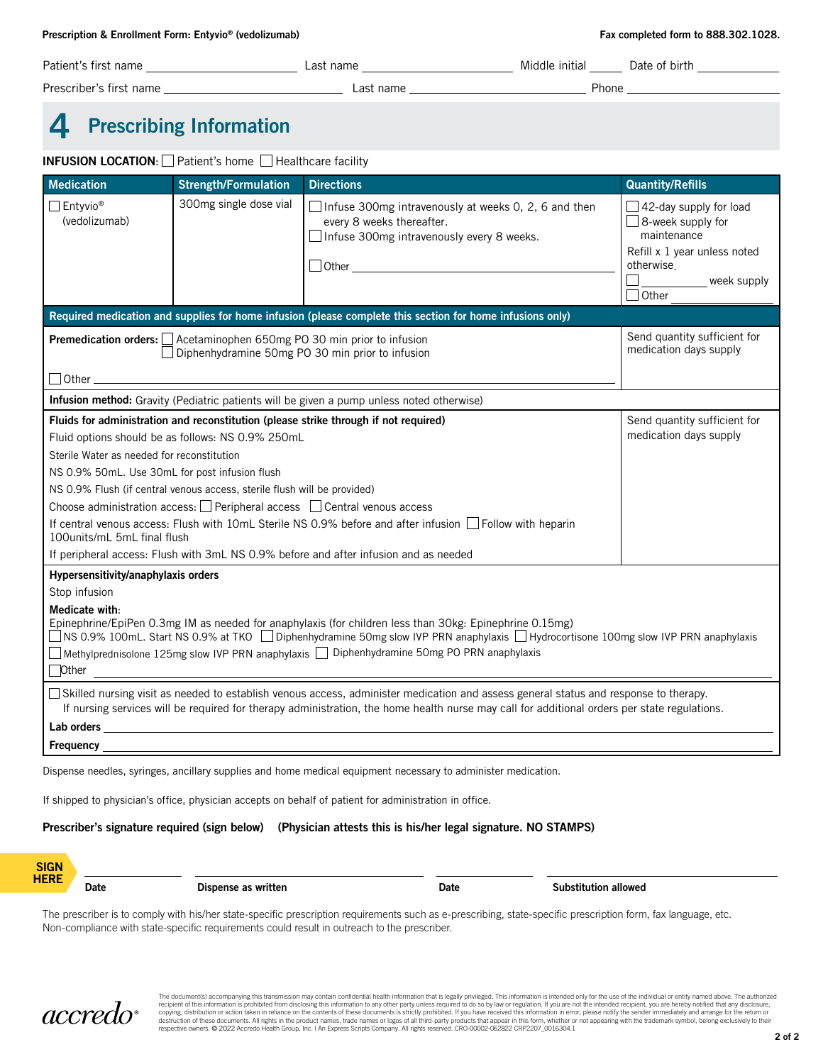Prescription & Enrollment Form: Entyvio® (vedolizumab)

Fax completed form to 888.302.1028.

Patient's first name ______________ Last name ______________ Middle initial ______ Date of birth ______________

Prescriber's first name ______________ Last name ______________ Phone ______________

# 4 Prescribing Information

**INFUSION LOCATION**: ☐ Patient's home ☐ Healthcare facility

| Medication | Strength/Formulation | Directions | Quantity/Refills |
|---|---|---|---|
| ☐ Entyvio® (vedolizumab) | 300mg single dose vial | ☐ Infuse 300mg intravenously at weeks 0, 2, 6 and then every 8 weeks thereafter.<br>☐ Infuse 300mg intravenously every 8 weeks.<br>☐ Other ______________ | ☐ 42-day supply for load<br>☐ 8-week supply for maintenance<br>Refill x 1 year unless noted otherwise.<br>☐ ______ week supply<br>☐ Other ______ |

**Required medication and supplies for home infusion (please complete this section for home infusions only)**

| | |
|---|---|
| **Premedication orders:** ☐ Acetaminophen 650mg PO 30 min prior to infusion<br>☐ Diphenhydramine 50mg PO 30 min prior to infusion<br>☐ Other ______________ | Send quantity sufficient for medication days supply |
| **Infusion method:** Gravity (Pediatric patients will be given a pump unless noted otherwise) | |
| **Fluids for administration and reconstitution (please strike through if not required)**<br>Fluid options should be as follows: NS 0.9% 250mL<br>Sterile Water as needed for reconstitution<br>NS 0.9% 50mL. Use 30mL for post infusion flush<br>NS 0.9% Flush (if central venous access, sterile flush will be provided)<br>Choose administration access: ☐ Peripheral access ☐ Central venous access<br>If central venous access: Flush with 10mL Sterile NS 0.9% before and after infusion ☐ Follow with heparin 100units/mL 5mL final flush<br>If peripheral access: Flush with 3mL NS 0.9% before and after infusion and as needed | Send quantity sufficient for medication days supply |

**Hypersensitivity/anaphylaxis orders**

Stop infusion

**Medicate with:**

Epinephrine/EpiPen 0.3mg IM as needed for anaphylaxis (for children less than 30kg: Epinephrine 0.15mg)

☐ NS 0.9% 100mL. Start NS 0.9% at TKO ☐ Diphenhydramine 50mg slow IVP PRN anaphylaxis ☐ Hydrocortisone 100mg slow IVP PRN anaphylaxis

☐ Methylprednisolone 125mg slow IVP PRN anaphylaxis ☐ Diphenhydramine 50mg PO PRN anaphylaxis

☐ Other ______________

☐ Skilled nursing visit as needed to establish venous access, administer medication and assess general status and response to therapy. If nursing services will be required for therapy administration, the home health nurse may call for additional orders per state regulations.

**Lab orders** ______________

**Frequency** ______________

Dispense needles, syringes, ancillary supplies and home medical equipment necessary to administer medication.

If shipped to physician's office, physician accepts on behalf of patient for administration in office.

**Prescriber's signature required (sign below) (Physician attests this is his/her legal signature. NO STAMPS)**

SIGN HERE

______________ **Date** ______________ **Dispense as written** ______________ **Date** ______________ **Substitution allowed**

The prescriber is to comply with his/her state-specific prescription requirements such as e-prescribing, state-specific prescription form, fax language, etc. Non-compliance with state-specific requirements could result in outreach to the prescriber.

accredo®

The document(s) accompanying this transmission may contain confidential health information that is legally privileged. This information is intended only for the use of the individual or entity named above. The authorized recipient of this information is prohibited from disclosing this information to any other party unless required to do so by law or regulation. If you are not the intended recipient, you are hereby notified that any disclosure, copying, distribution or action taken in reliance on the contents of these documents is strictly prohibited. If you have received this information in error, please notify the sender immediately and arrange for the return or destruction of these documents. All rights in the product names, trade names or logos of all third-party products that appear in this form, whether or not appearing with the trademark symbol, belong exclusively to their respective owners. © 2022 Accredo Health Group, Inc. | An Express Scripts Company. All rights reserved. CRO-00002-062822 CRP2207_0016304.1